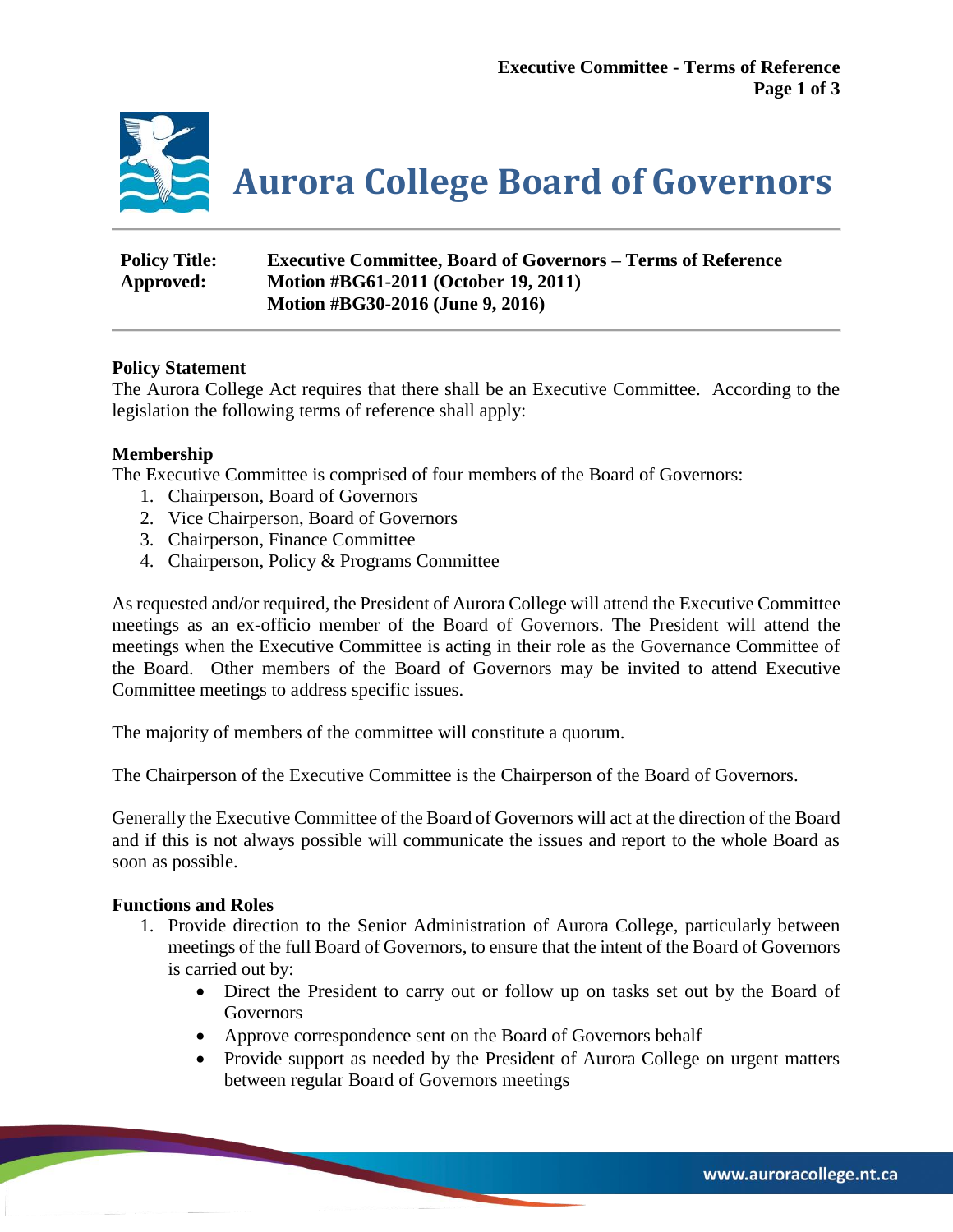# Aurora College Board of Governors

**Policy Title:** **Executive Committee, Board of Governors – Terms of Reference**
**Approved:** **Motion #BG61-2011 (October 19, 2011)**
**Motion #BG30-2016 (June 9, 2016)**

**Policy Statement**
The Aurora College Act requires that there shall be an Executive Committee. According to the legislation the following terms of reference shall apply:

**Membership**
The Executive Committee is comprised of four members of the Board of Governors:

1. Chairperson, Board of Governors
2. Vice Chairperson, Board of Governors
3. Chairperson, Finance Committee
4. Chairperson, Policy & Programs Committee

As requested and/or required, the President of Aurora College will attend the Executive Committee meetings as an ex-officio member of the Board of Governors. The President will attend the meetings when the Executive Committee is acting in their role as the Governance Committee of the Board. Other members of the Board of Governors may be invited to attend Executive Committee meetings to address specific issues.

The majority of members of the committee will constitute a quorum.

The Chairperson of the Executive Committee is the Chairperson of the Board of Governors.

Generally the Executive Committee of the Board of Governors will act at the direction of the Board and if this is not always possible will communicate the issues and report to the whole Board as soon as possible.

**Functions and Roles**

1. Provide direction to the Senior Administration of Aurora College, particularly between meetings of the full Board of Governors, to ensure that the intent of the Board of Governors is carried out by:
   - Direct the President to carry out or follow up on tasks set out by the Board of Governors
   - Approve correspondence sent on the Board of Governors behalf
   - Provide support as needed by the President of Aurora College on urgent matters between regular Board of Governors meetings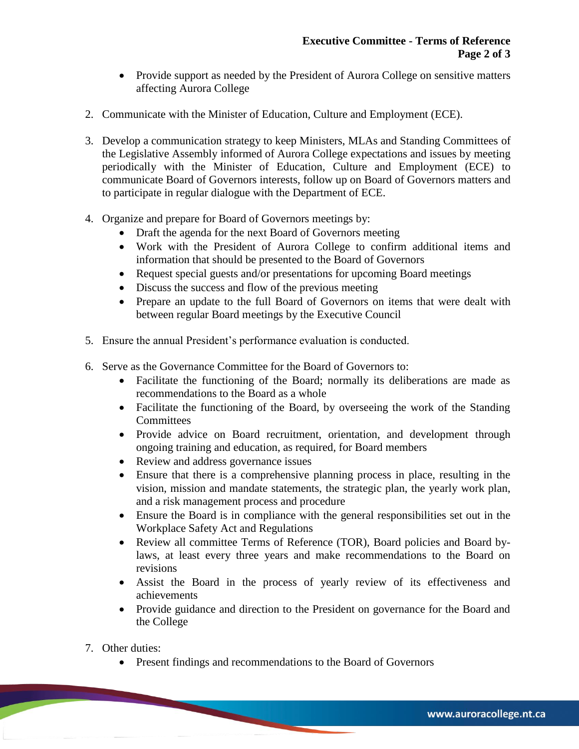- Provide support as needed by the President of Aurora College on sensitive matters affecting Aurora College

2. Communicate with the Minister of Education, Culture and Employment (ECE).

3. Develop a communication strategy to keep Ministers, MLAs and Standing Committees of the Legislative Assembly informed of Aurora College expectations and issues by meeting periodically with the Minister of Education, Culture and Employment (ECE) to communicate Board of Governors interests, follow up on Board of Governors matters and to participate in regular dialogue with the Department of ECE.

4. Organize and prepare for Board of Governors meetings by:
   - Draft the agenda for the next Board of Governors meeting
   - Work with the President of Aurora College to confirm additional items and information that should be presented to the Board of Governors
   - Request special guests and/or presentations for upcoming Board meetings
   - Discuss the success and flow of the previous meeting
   - Prepare an update to the full Board of Governors on items that were dealt with between regular Board meetings by the Executive Council

5. Ensure the annual President's performance evaluation is conducted.

6. Serve as the Governance Committee for the Board of Governors to:
   - Facilitate the functioning of the Board; normally its deliberations are made as recommendations to the Board as a whole
   - Facilitate the functioning of the Board, by overseeing the work of the Standing Committees
   - Provide advice on Board recruitment, orientation, and development through ongoing training and education, as required, for Board members
   - Review and address governance issues
   - Ensure that there is a comprehensive planning process in place, resulting in the vision, mission and mandate statements, the strategic plan, the yearly work plan, and a risk management process and procedure
   - Ensure the Board is in compliance with the general responsibilities set out in the Workplace Safety Act and Regulations
   - Review all committee Terms of Reference (TOR), Board policies and Board by-laws, at least every three years and make recommendations to the Board on revisions
   - Assist the Board in the process of yearly review of its effectiveness and achievements
   - Provide guidance and direction to the President on governance for the Board and the College

7. Other duties:
   - Present findings and recommendations to the Board of Governors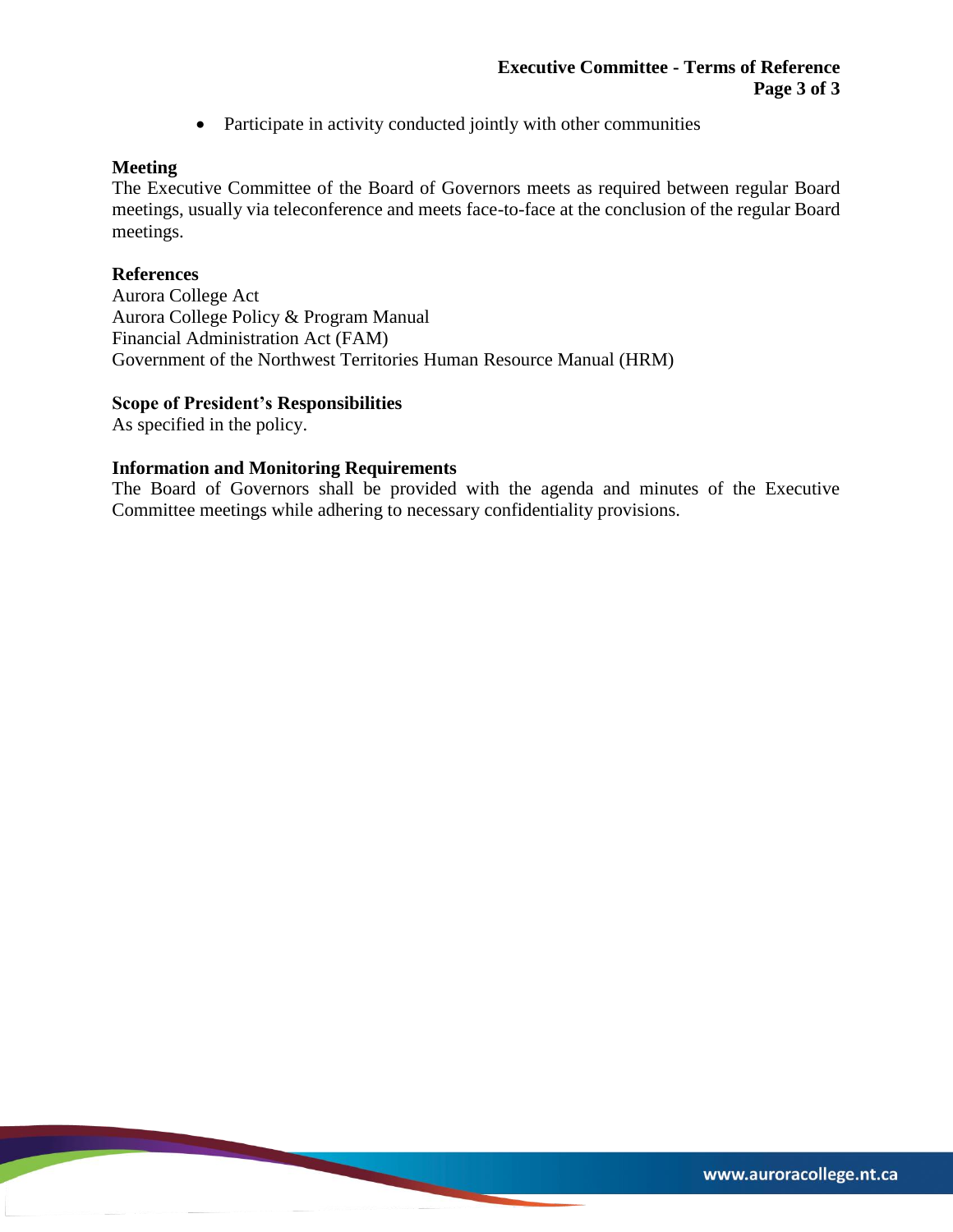- Participate in activity conducted jointly with other communities

**Meeting**

The Executive Committee of the Board of Governors meets as required between regular Board meetings, usually via teleconference and meets face-to-face at the conclusion of the regular Board meetings.

**References**

Aurora College Act
Aurora College Policy & Program Manual
Financial Administration Act (FAM)
Government of the Northwest Territories Human Resource Manual (HRM)

**Scope of President's Responsibilities**

As specified in the policy.

**Information and Monitoring Requirements**

The Board of Governors shall be provided with the agenda and minutes of the Executive Committee meetings while adhering to necessary confidentiality provisions.